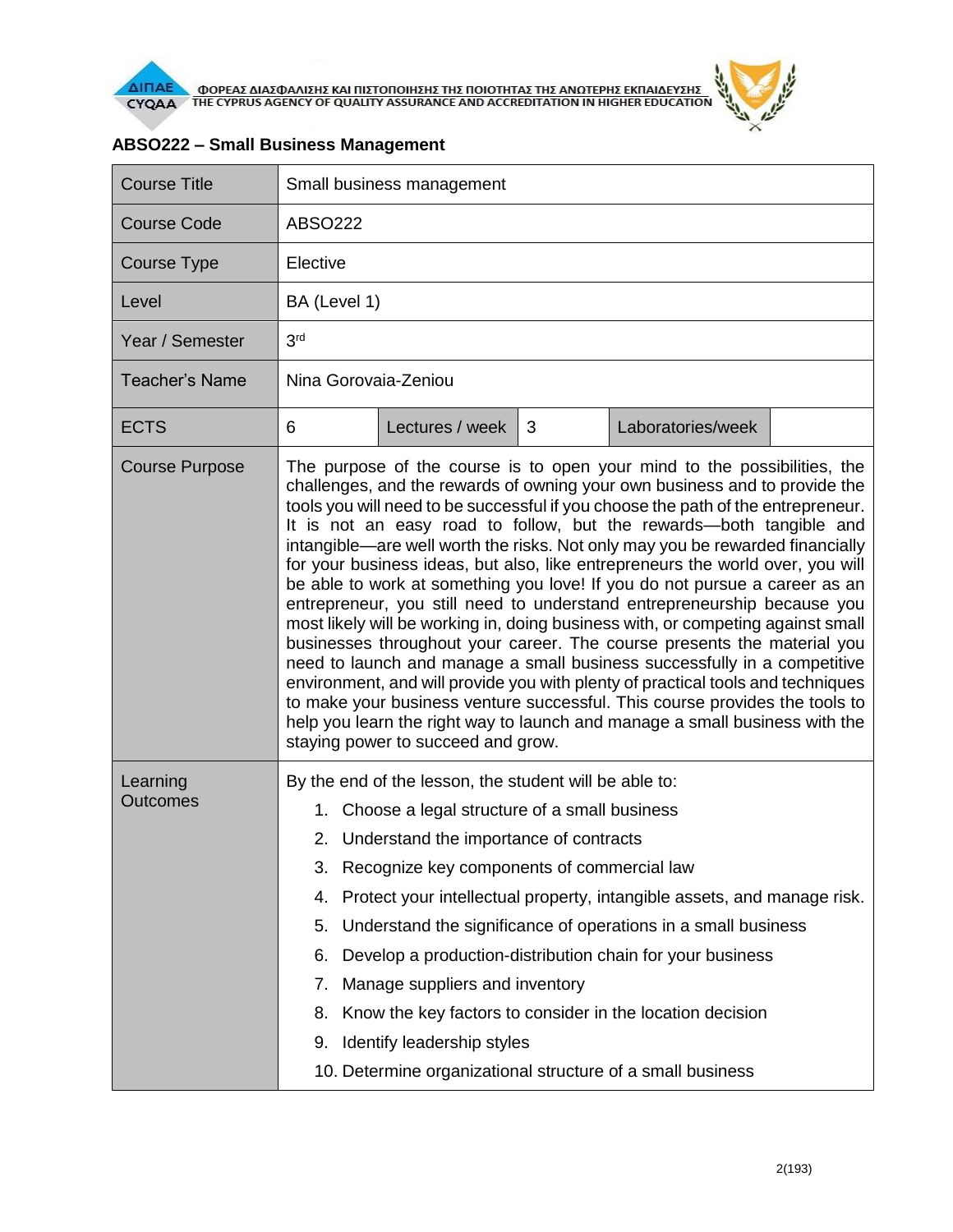## ABSO222 – Small Business Management

| Course Title | Small business management | | | | |
|---|---|---|---|---|---|
| Course Code | ABSO222 | | | | |
| Course Type | Elective | | | | |
| Level | BA (Level 1) | | | | |
| Year / Semester | 3rd | | | | |
| Teacher's Name | Nina Gorovaia-Zeniou | | | | |
| ECTS | 6 | Lectures / week | 3 | Laboratories/week | |
| Course Purpose | The purpose of the course is to open your mind to the possibilities, the challenges, and the rewards of owning your own business and to provide the tools you will need to be successful if you choose the path of the entrepreneur. It is not an easy road to follow, but the rewards—both tangible and intangible—are well worth the risks. Not only may you be rewarded financially for your business ideas, but also, like entrepreneurs the world over, you will be able to work at something you love! If you do not pursue a career as an entrepreneur, you still need to understand entrepreneurship because you most likely will be working in, doing business with, or competing against small businesses throughout your career. The course presents the material you need to launch and manage a small business successfully in a competitive environment, and will provide you with plenty of practical tools and techniques to make your business venture successful. This course provides the tools to help you learn the right way to launch and manage a small business with the staying power to succeed and grow. | | | | |
| Learning Outcomes | By the end of the lesson, the student will be able to:<br>1. Choose a legal structure of a small business<br>2. Understand the importance of contracts<br>3. Recognize key components of commercial law<br>4. Protect your intellectual property, intangible assets, and manage risk.<br>5. Understand the significance of operations in a small business<br>6. Develop a production-distribution chain for your business<br>7. Manage suppliers and inventory<br>8. Know the key factors to consider in the location decision<br>9. Identify leadership styles<br>10. Determine organizational structure of a small business | | | | |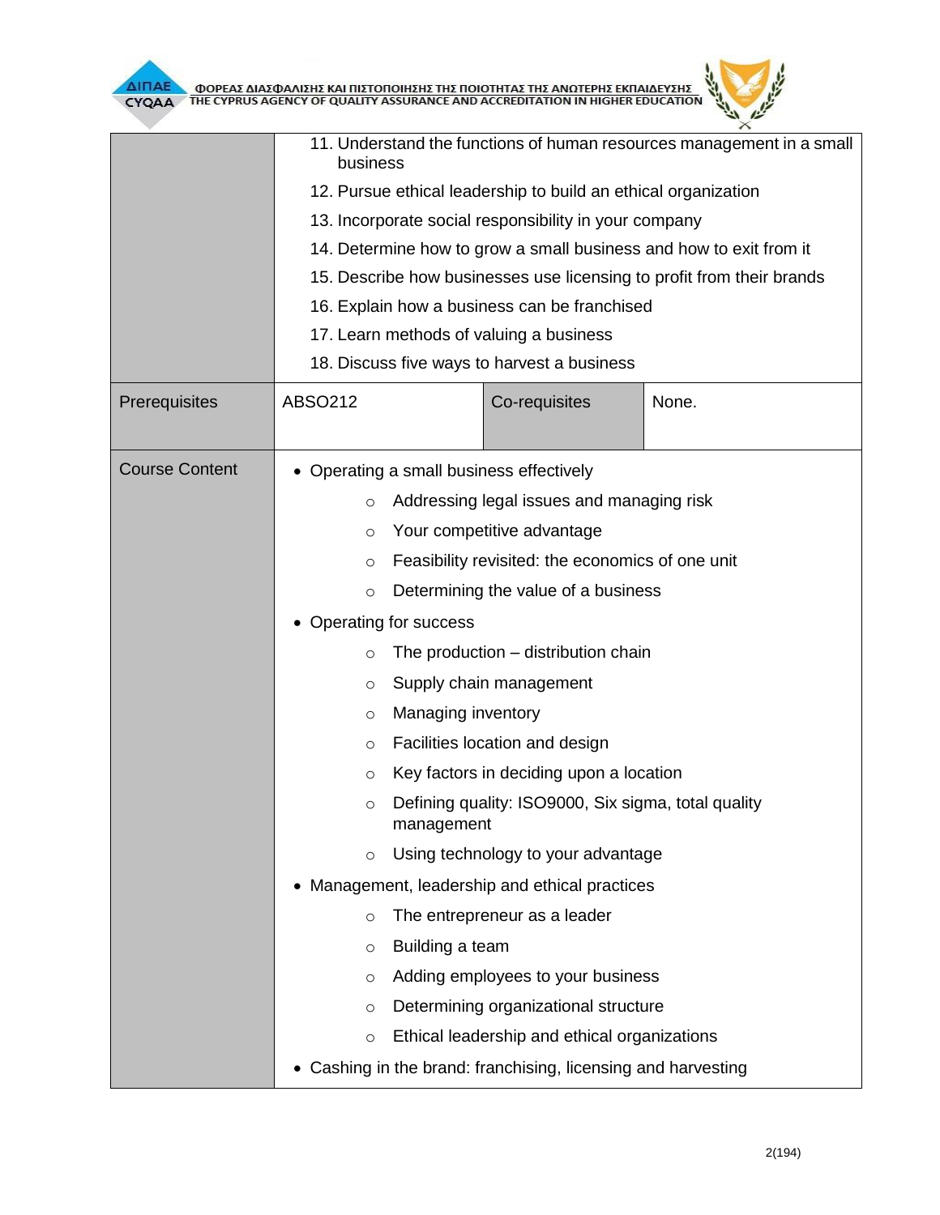| | | | |
|---|---|---|---|
| | 11. Understand the functions of human resources management in a small business<br>12. Pursue ethical leadership to build an ethical organization<br>13. Incorporate social responsibility in your company<br>14. Determine how to grow a small business and how to exit from it<br>15. Describe how businesses use licensing to profit from their brands<br>16. Explain how a business can be franchised<br>17. Learn methods of valuing a business<br>18. Discuss five ways to harvest a business | | |
| Prerequisites | ABSO212 | Co-requisites | None. |
| Course Content | • Operating a small business effectively<br>&nbsp;&nbsp;&nbsp;&nbsp;○ Addressing legal issues and managing risk<br>&nbsp;&nbsp;&nbsp;&nbsp;○ Your competitive advantage<br>&nbsp;&nbsp;&nbsp;&nbsp;○ Feasibility revisited: the economics of one unit<br>&nbsp;&nbsp;&nbsp;&nbsp;○ Determining the value of a business<br>• Operating for success<br>&nbsp;&nbsp;&nbsp;&nbsp;○ The production – distribution chain<br>&nbsp;&nbsp;&nbsp;&nbsp;○ Supply chain management<br>&nbsp;&nbsp;&nbsp;&nbsp;○ Managing inventory<br>&nbsp;&nbsp;&nbsp;&nbsp;○ Facilities location and design<br>&nbsp;&nbsp;&nbsp;&nbsp;○ Key factors in deciding upon a location<br>&nbsp;&nbsp;&nbsp;&nbsp;○ Defining quality: ISO9000, Six sigma, total quality management<br>&nbsp;&nbsp;&nbsp;&nbsp;○ Using technology to your advantage<br>• Management, leadership and ethical practices<br>&nbsp;&nbsp;&nbsp;&nbsp;○ The entrepreneur as a leader<br>&nbsp;&nbsp;&nbsp;&nbsp;○ Building a team<br>&nbsp;&nbsp;&nbsp;&nbsp;○ Adding employees to your business<br>&nbsp;&nbsp;&nbsp;&nbsp;○ Determining organizational structure<br>&nbsp;&nbsp;&nbsp;&nbsp;○ Ethical leadership and ethical organizations<br>• Cashing in the brand: franchising, licensing and harvesting | | |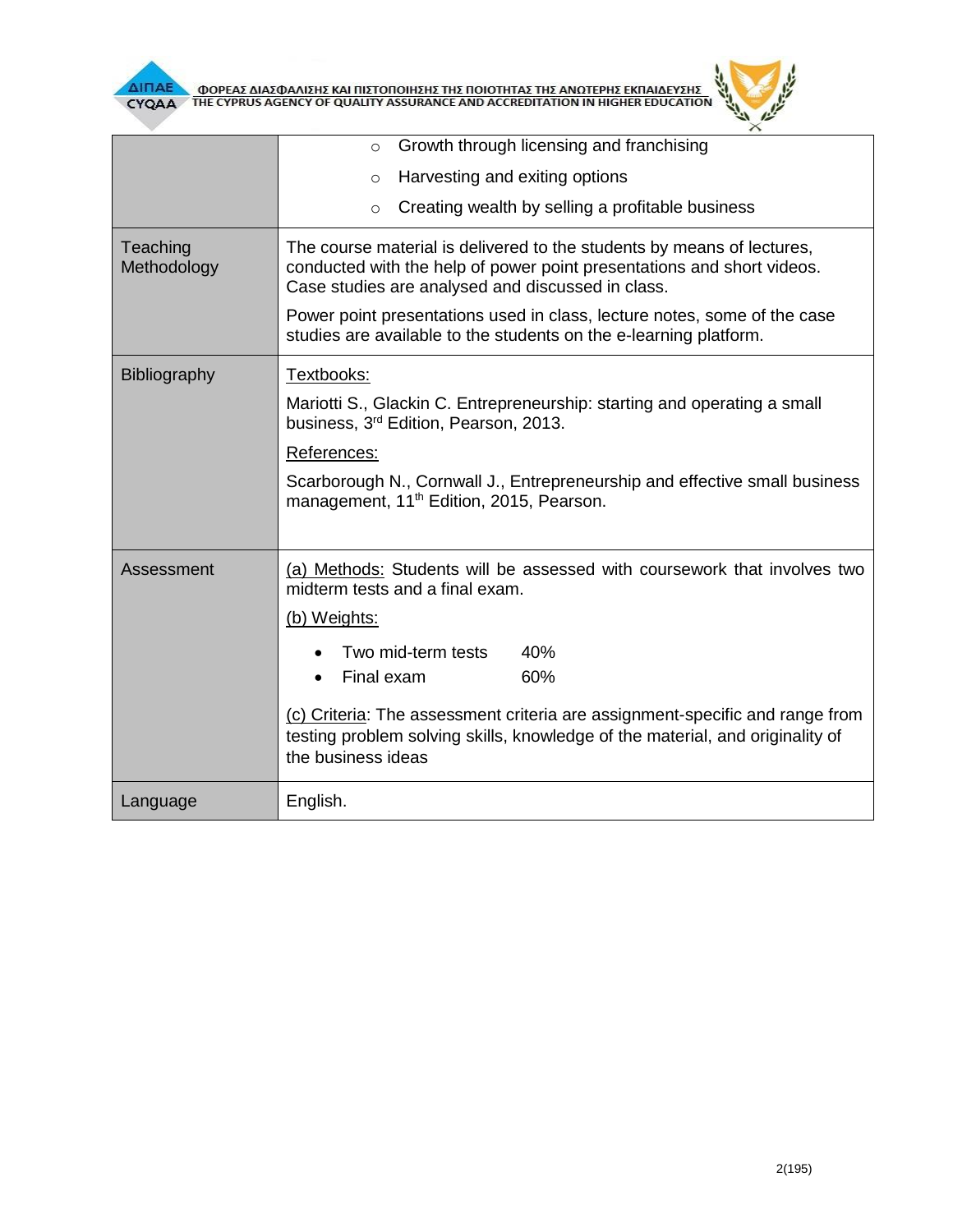| | |
|---|---|
| | ○ Growth through licensing and franchising<br>○ Harvesting and exiting options<br>○ Creating wealth by selling a profitable business |
| Teaching Methodology | The course material is delivered to the students by means of lectures, conducted with the help of power point presentations and short videos. Case studies are analysed and discussed in class.<br><br>Power point presentations used in class, lecture notes, some of the case studies are available to the students on the e-learning platform. |
| Bibliography | Textbooks:<br><br>Mariotti S., Glackin C. Entrepreneurship: starting and operating a small business, 3rd Edition, Pearson, 2013.<br><br>References:<br><br>Scarborough N., Cornwall J., Entrepreneurship and effective small business management, 11th Edition, 2015, Pearson. |
| Assessment | (a) Methods: Students will be assessed with coursework that involves two midterm tests and a final exam.<br><br>(b) Weights:<br><br>• Two mid-term tests 40%<br>• Final exam 60%<br><br>(c) Criteria: The assessment criteria are assignment-specific and range from testing problem solving skills, knowledge of the material, and originality of the business ideas |
| Language | English. |